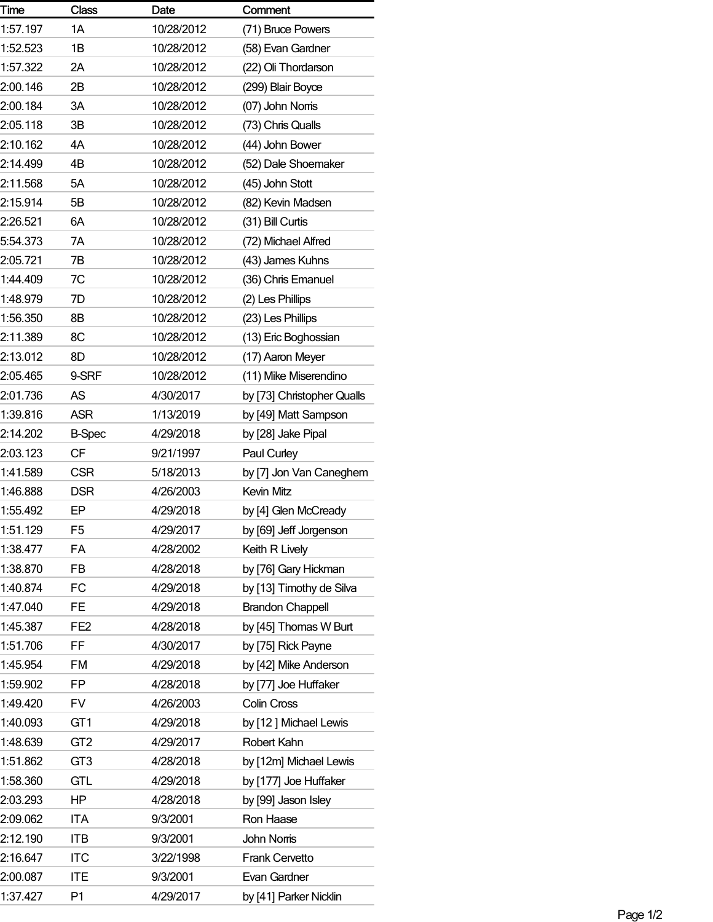| Time | Class | Date | Comment |
|---|---|---|---|
| 1:57.197 | 1A | 10/28/2012 | (71) Bruce Powers |
| 1:52.523 | 1B | 10/28/2012 | (58) Evan Gardner |
| 1:57.322 | 2A | 10/28/2012 | (22) Oli Thordarson |
| 2:00.146 | 2B | 10/28/2012 | (299) Blair Boyce |
| 2:00.184 | 3A | 10/28/2012 | (07) John Norris |
| 2:05.118 | 3B | 10/28/2012 | (73) Chris Qualls |
| 2:10.162 | 4A | 10/28/2012 | (44) John Bower |
| 2:14.499 | 4B | 10/28/2012 | (52) Dale Shoemaker |
| 2:11.568 | 5A | 10/28/2012 | (45) John Stott |
| 2:15.914 | 5B | 10/28/2012 | (82) Kevin Madsen |
| 2:26.521 | 6A | 10/28/2012 | (31) Bill Curtis |
| 5:54.373 | 7A | 10/28/2012 | (72) Michael Alfred |
| 2:05.721 | 7B | 10/28/2012 | (43) James Kuhns |
| 1:44.409 | 7C | 10/28/2012 | (36) Chris Emanuel |
| 1:48.979 | 7D | 10/28/2012 | (2) Les Phillips |
| 1:56.350 | 8B | 10/28/2012 | (23) Les Phillips |
| 2:11.389 | 8C | 10/28/2012 | (13) Eric Boghossian |
| 2:13.012 | 8D | 10/28/2012 | (17) Aaron Meyer |
| 2:05.465 | 9-SRF | 10/28/2012 | (11) Mike Miserendino |
| 2:01.736 | AS | 4/30/2017 | by [73] Christopher Qualls |
| 1:39.816 | ASR | 1/13/2019 | by [49] Matt Sampson |
| 2:14.202 | B-Spec | 4/29/2018 | by [28] Jake Pipal |
| 2:03.123 | CF | 9/21/1997 | Paul Curley |
| 1:41.589 | CSR | 5/18/2013 | by [7] Jon Van Caneghem |
| 1:46.888 | DSR | 4/26/2003 | Kevin Mitz |
| 1:55.492 | EP | 4/29/2018 | by [4] Glen McCready |
| 1:51.129 | F5 | 4/29/2017 | by [69] Jeff Jorgenson |
| 1:38.477 | FA | 4/28/2002 | Keith R Lively |
| 1:38.870 | FB | 4/28/2018 | by [76] Gary Hickman |
| 1:40.874 | FC | 4/29/2018 | by [13] Timothy de Silva |
| 1:47.040 | FE | 4/29/2018 | Brandon Chappell |
| 1:45.387 | FE2 | 4/28/2018 | by [45] Thomas W Burt |
| 1:51.706 | FF | 4/30/2017 | by [75] Rick Payne |
| 1:45.954 | FM | 4/29/2018 | by [42] Mike Anderson |
| 1:59.902 | FP | 4/28/2018 | by [77] Joe Huffaker |
| 1:49.420 | FV | 4/26/2003 | Colin Cross |
| 1:40.093 | GT1 | 4/29/2018 | by [12 ] Michael Lewis |
| 1:48.639 | GT2 | 4/29/2017 | Robert Kahn |
| 1:51.862 | GT3 | 4/28/2018 | by [12m] Michael Lewis |
| 1:58.360 | GTL | 4/29/2018 | by [177] Joe Huffaker |
| 2:03.293 | HP | 4/28/2018 | by [99] Jason Isley |
| 2:09.062 | ITA | 9/3/2001 | Ron Haase |
| 2:12.190 | ITB | 9/3/2001 | John Norris |
| 2:16.647 | ITC | 3/22/1998 | Frank Cervetto |
| 2:00.087 | ITE | 9/3/2001 | Evan Gardner |
| 1:37.427 | P1 | 4/29/2017 | by [41] Parker Nicklin |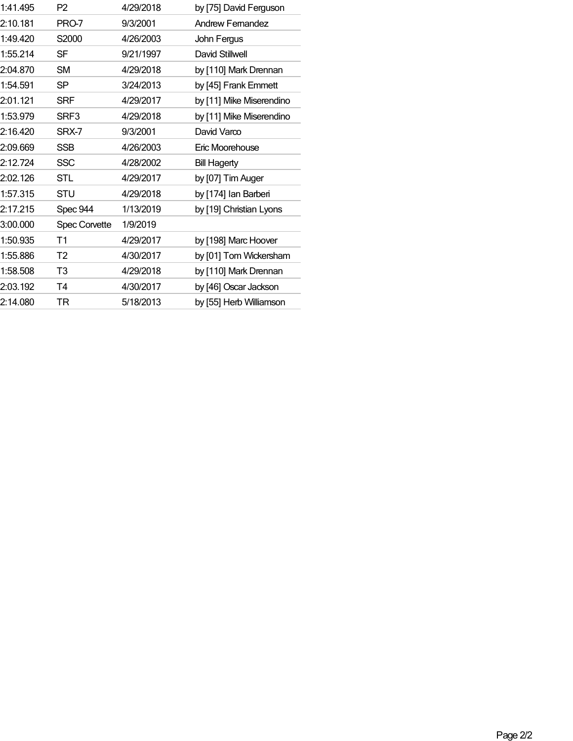| | | | |
|---|---|---|---|
| 1:41.495 | P2 | 4/29/2018 | by [75] David Ferguson |
| 2:10.181 | PRO-7 | 9/3/2001 | Andrew Fernandez |
| 1:49.420 | S2000 | 4/26/2003 | John Fergus |
| 1:55.214 | SF | 9/21/1997 | David Stillwell |
| 2:04.870 | SM | 4/29/2018 | by [110] Mark Drennan |
| 1:54.591 | SP | 3/24/2013 | by [45] Frank Emmett |
| 2:01.121 | SRF | 4/29/2017 | by [11] Mike Miserendino |
| 1:53.979 | SRF3 | 4/29/2018 | by [11] Mike Miserendino |
| 2:16.420 | SRX-7 | 9/3/2001 | David Varco |
| 2:09.669 | SSB | 4/26/2003 | Eric Moorehouse |
| 2:12.724 | SSC | 4/28/2002 | Bill Hagerty |
| 2:02.126 | STL | 4/29/2017 | by [07] Tim Auger |
| 1:57.315 | STU | 4/29/2018 | by [174] Ian Barberi |
| 2:17.215 | Spec 944 | 1/13/2019 | by [19] Christian Lyons |
| 3:00.000 | Spec Corvette | 1/9/2019 | |
| 1:50.935 | T1 | 4/29/2017 | by [198] Marc Hoover |
| 1:55.886 | T2 | 4/30/2017 | by [01] Tom Wickersham |
| 1:58.508 | T3 | 4/29/2018 | by [110] Mark Drennan |
| 2:03.192 | T4 | 4/30/2017 | by [46] Oscar Jackson |
| 2:14.080 | TR | 5/18/2013 | by [55] Herb Williamson |